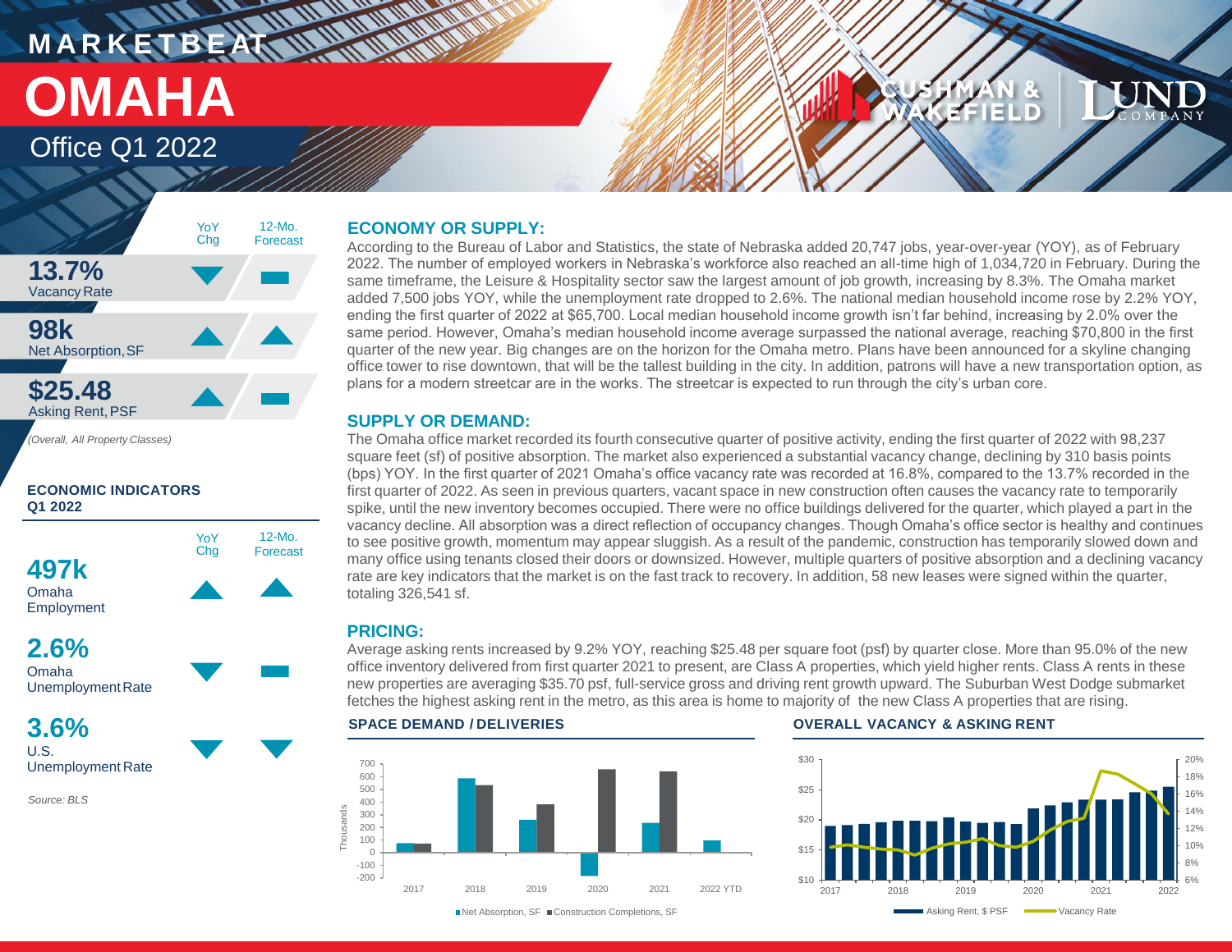# MARKETBEAT

# OMAHA

## Office Q1 2022

CUSHMAN & WAKEFIELD | LUND COMPANY

| | YoY Chg | 12-Mo. Forecast |
|---|---|---|
| **13.7%** Vacancy Rate | ▼ | ▬ |
| **98k** Net Absorption, SF | ▲ | ▲ |
| **$25.48** Asking Rent, PSF | ▲ | ▬ |

*(Overall, All Property Classes)*

### ECONOMIC INDICATORS Q1 2022

| | YoY Chg | 12-Mo. Forecast |
|---|---|---|
| **497k** Omaha Employment | ▲ | ▲ |
| **2.6%** Omaha Unemployment Rate | ▼ | ▬ |
| **3.6%** U.S. Unemployment Rate | ▼ | ▼ |

*Source: BLS*

## ECONOMY OR SUPPLY:

According to the Bureau of Labor and Statistics, the state of Nebraska added 20,747 jobs, year-over-year (YOY), as of February 2022. The number of employed workers in Nebraska's workforce also reached an all-time high of 1,034,720 in February. During the same timeframe, the Leisure & Hospitality sector saw the largest amount of job growth, increasing by 8.3%. The Omaha market added 7,500 jobs YOY, while the unemployment rate dropped to 2.6%. The national median household income rose by 2.2% YOY, ending the first quarter of 2022 at $65,700. Local median household income growth isn't far behind, increasing by 2.0% over the same period. However, Omaha's median household income average surpassed the national average, reaching $70,800 in the first quarter of the new year. Big changes are on the horizon for the Omaha metro. Plans have been announced for a skyline changing office tower to rise downtown, that will be the tallest building in the city. In addition, patrons will have a new transportation option, as plans for a modern streetcar are in the works. The streetcar is expected to run through the city's urban core.

## SUPPLY OR DEMAND:

The Omaha office market recorded its fourth consecutive quarter of positive activity, ending the first quarter of 2022 with 98,237 square feet (sf) of positive absorption. The market also experienced a substantial vacancy change, declining by 310 basis points (bps) YOY. In the first quarter of 2021 Omaha's office vacancy rate was recorded at 16.8%, compared to the 13.7% recorded in the first quarter of 2022. As seen in previous quarters, vacant space in new construction often causes the vacancy rate to temporarily spike, until the new inventory becomes occupied. There were no office buildings delivered for the quarter, which played a part in the vacancy decline. All absorption was a direct reflection of occupancy changes. Though Omaha's office sector is healthy and continues to see positive growth, momentum may appear sluggish. As a result of the pandemic, construction has temporarily slowed down and many office using tenants closed their doors or downsized. However, multiple quarters of positive absorption and a declining vacancy rate are key indicators that the market is on the fast track to recovery. In addition, 58 new leases were signed within the quarter, totaling 326,541 sf.

## PRICING:

Average asking rents increased by 9.2% YOY, reaching $25.48 per square foot (psf) by quarter close. More than 95.0% of the new office inventory delivered from first quarter 2021 to present, are Class A properties, which yield higher rents. Class A rents in these new properties are averaging $35.70 psf, full-service gross and driving rent growth upward. The Suburban West Dodge submarket fetches the highest asking rent in the metro, as this area is home to majority of the new Class A properties that are rising.

### SPACE DEMAND / DELIVERIES

Thousands

700
600
500
400
300
200
100
0
-100
-200

2017 2018 2019 2020 2021 2022 YTD

Net Absorption, SF   Construction Completions, SF

### OVERALL VACANCY & ASKING RENT

$30
$25
$20
$15
$10

20%
18%
16%
14%
12%
10%
8%
6%

2017 2018 2019 2020 2021 2022

Asking Rent, $ PSF   Vacancy Rate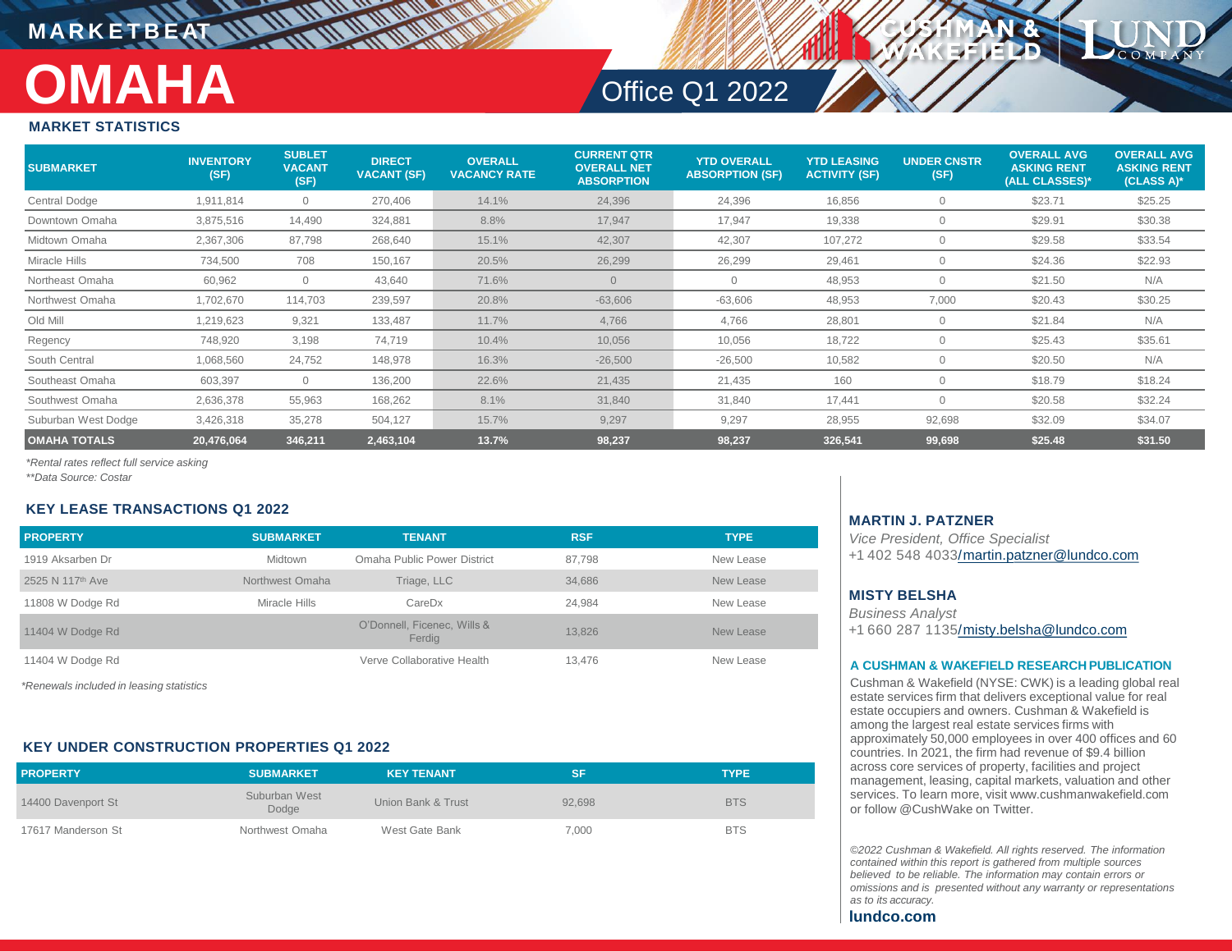# MARKETBEAT

# OMAHA

## Office Q1 2022

### MARKET STATISTICS

| SUBMARKET | INVENTORY (SF) | SUBLET VACANT (SF) | DIRECT VACANT (SF) | OVERALL VACANCY RATE | CURRENT QTR OVERALL NET ABSORPTION | YTD OVERALL ABSORPTION (SF) | YTD LEASING ACTIVITY (SF) | UNDER CNSTR (SF) | OVERALL AVG ASKING RENT (ALL CLASSES)* | OVERALL AVG ASKING RENT (CLASS A)* |
|---|---|---|---|---|---|---|---|---|---|---|
| Central Dodge | 1,911,814 | 0 | 270,406 | 14.1% | 24,396 | 24,396 | 16,856 | 0 | $23.71 | $25.25 |
| Downtown Omaha | 3,875,516 | 14,490 | 324,881 | 8.8% | 17,947 | 17,947 | 19,338 | 0 | $29.91 | $30.38 |
| Midtown Omaha | 2,367,306 | 87,798 | 268,640 | 15.1% | 42,307 | 42,307 | 107,272 | 0 | $29.58 | $33.54 |
| Miracle Hills | 734,500 | 708 | 150,167 | 20.5% | 26,299 | 26,299 | 29,461 | 0 | $24.36 | $22.93 |
| Northeast Omaha | 60,962 | 0 | 43,640 | 71.6% | 0 | 0 | 48,953 | 0 | $21.50 | N/A |
| Northwest Omaha | 1,702,670 | 114,703 | 239,597 | 20.8% | -63,606 | -63,606 | 48,953 | 7,000 | $20.43 | $30.25 |
| Old Mill | 1,219,623 | 9,321 | 133,487 | 11.7% | 4,766 | 4,766 | 28,801 | 0 | $21.84 | N/A |
| Regency | 748,920 | 3,198 | 74,719 | 10.4% | 10,056 | 10,056 | 18,722 | 0 | $25.43 | $35.61 |
| South Central | 1,068,560 | 24,752 | 148,978 | 16.3% | -26,500 | -26,500 | 10,582 | 0 | $20.50 | N/A |
| Southeast Omaha | 603,397 | 0 | 136,200 | 22.6% | 21,435 | 21,435 | 160 | 0 | $18.79 | $18.24 |
| Southwest Omaha | 2,636,378 | 55,963 | 168,262 | 8.1% | 31,840 | 31,840 | 17,441 | 0 | $20.58 | $32.24 |
| Suburban West Dodge | 3,426,318 | 35,278 | 504,127 | 15.7% | 9,297 | 9,297 | 28,955 | 92,698 | $32.09 | $34.07 |
| **OMAHA TOTALS** | **20,476,064** | **346,211** | **2,463,104** | **13.7%** | **98,237** | **98,237** | **326,541** | **99,698** | **$25.48** | **$31.50** |

*Rental rates reflect full service asking

**Data Source: Costar

### KEY LEASE TRANSACTIONS Q1 2022

| PROPERTY | SUBMARKET | TENANT | RSF | TYPE |
|---|---|---|---|---|
| 1919 Aksarben Dr | Midtown | Omaha Public Power District | 87,798 | New Lease |
| 2525 N 117th Ave | Northwest Omaha | Triage, LLC | 34,686 | New Lease |
| 11808 W Dodge Rd | Miracle Hills | CareDx | 24,984 | New Lease |
| 11404 W Dodge Rd | | O'Donnell, Ficenec, Wills & Ferdig | 13,826 | New Lease |
| 11404 W Dodge Rd | | Verve Collaborative Health | 13,476 | New Lease |

*Renewals included in leasing statistics

### KEY UNDER CONSTRUCTION PROPERTIES Q1 2022

| PROPERTY | SUBMARKET | KEY TENANT | SF | TYPE |
|---|---|---|---|---|
| 14400 Davenport St | Suburban West Dodge | Union Bank & Trust | 92,698 | BTS |
| 17617 Manderson St | Northwest Omaha | West Gate Bank | 7,000 | BTS |

**MARTIN J. PATZNER**
*Vice President, Office Specialist*
+1 402 548 4033/martin.patzner@lundco.com

**MISTY BELSHA**
*Business Analyst*
+1 660 287 1135/misty.belsha@lundco.com

**A CUSHMAN & WAKEFIELD RESEARCH PUBLICATION**

Cushman & Wakefield (NYSE: CWK) is a leading global real estate services firm that delivers exceptional value for real estate occupiers and owners. Cushman & Wakefield is among the largest real estate services firms with approximately 50,000 employees in over 400 offices and 60 countries. In 2021, the firm had revenue of $9.4 billion across core services of property, facilities and project management, leasing, capital markets, valuation and other services. To learn more, visit www.cushmanwakefield.com or follow @CushWake on Twitter.

*©2022 Cushman & Wakefield. All rights reserved. The information contained within this report is gathered from multiple sources believed to be reliable. The information may contain errors or omissions and is presented without any warranty or representations as to its accuracy.*

**lundco.com**